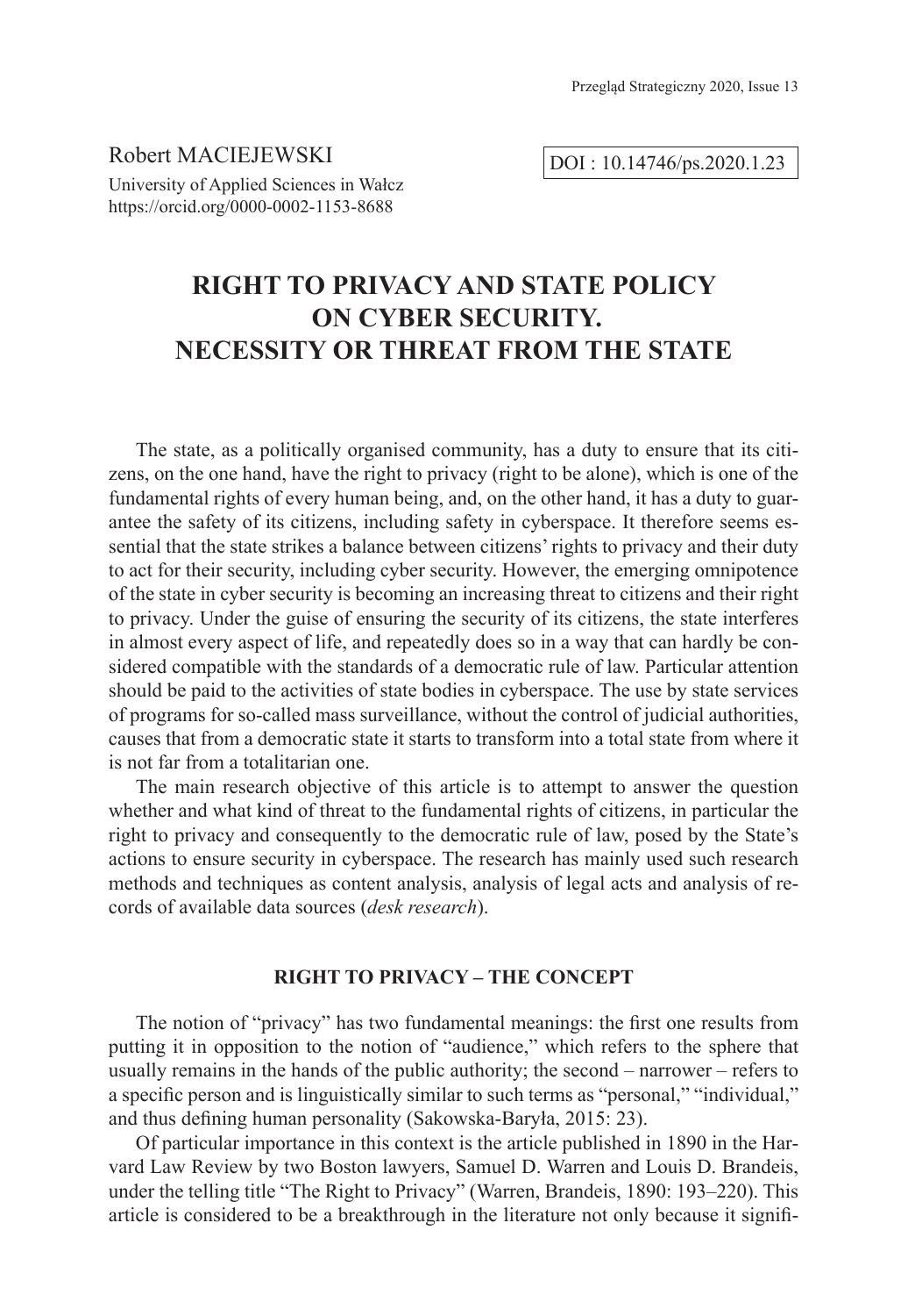Robert MACIEJEWSKI

University of Applied Sciences in Wałcz
https://orcid.org/0000-0002-1153-8688

DOI : 10.14746/ps.2020.1.23

# RIGHT TO PRIVACY AND STATE POLICY ON CYBER SECURITY. NECESSITY OR THREAT FROM THE STATE

The state, as a politically organised community, has a duty to ensure that its citizens, on the one hand, have the right to privacy (right to be alone), which is one of the fundamental rights of every human being, and, on the other hand, it has a duty to guarantee the safety of its citizens, including safety in cyberspace. It therefore seems essential that the state strikes a balance between citizens' rights to privacy and their duty to act for their security, including cyber security. However, the emerging omnipotence of the state in cyber security is becoming an increasing threat to citizens and their right to privacy. Under the guise of ensuring the security of its citizens, the state interferes in almost every aspect of life, and repeatedly does so in a way that can hardly be considered compatible with the standards of a democratic rule of law. Particular attention should be paid to the activities of state bodies in cyberspace. The use by state services of programs for so-called mass surveillance, without the control of judicial authorities, causes that from a democratic state it starts to transform into a total state from where it is not far from a totalitarian one.

The main research objective of this article is to attempt to answer the question whether and what kind of threat to the fundamental rights of citizens, in particular the right to privacy and consequently to the democratic rule of law, posed by the State's actions to ensure security in cyberspace. The research has mainly used such research methods and techniques as content analysis, analysis of legal acts and analysis of records of available data sources (*desk research*).

## RIGHT TO PRIVACY – THE CONCEPT

The notion of "privacy" has two fundamental meanings: the first one results from putting it in opposition to the notion of "audience," which refers to the sphere that usually remains in the hands of the public authority; the second – narrower – refers to a specific person and is linguistically similar to such terms as "personal," "individual," and thus defining human personality (Sakowska-Baryła, 2015: 23).

Of particular importance in this context is the article published in 1890 in the Harvard Law Review by two Boston lawyers, Samuel D. Warren and Louis D. Brandeis, under the telling title "The Right to Privacy" (Warren, Brandeis, 1890: 193–220). This article is considered to be a breakthrough in the literature not only because it signifi-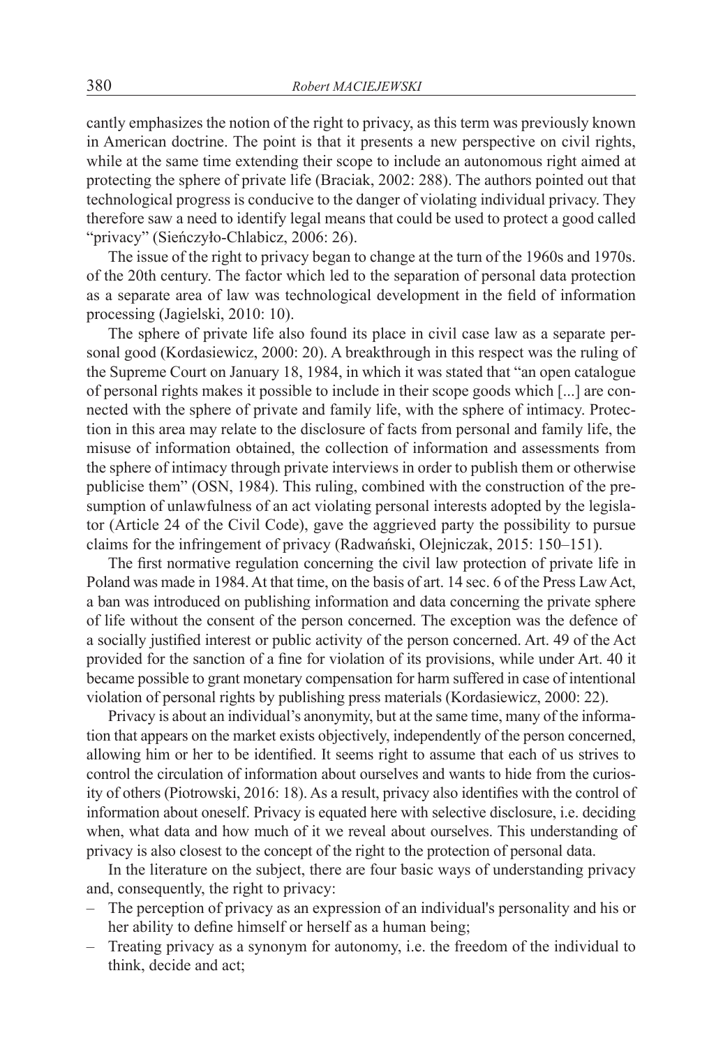cantly emphasizes the notion of the right to privacy, as this term was previously known in American doctrine. The point is that it presents a new perspective on civil rights, while at the same time extending their scope to include an autonomous right aimed at protecting the sphere of private life (Braciak, 2002: 288). The authors pointed out that technological progress is conducive to the danger of violating individual privacy. They therefore saw a need to identify legal means that could be used to protect a good called "privacy" (Sieńczyło-Chlabicz, 2006: 26).

The issue of the right to privacy began to change at the turn of the 1960s and 1970s. of the 20th century. The factor which led to the separation of personal data protection as a separate area of law was technological development in the field of information processing (Jagielski, 2010: 10).

The sphere of private life also found its place in civil case law as a separate personal good (Kordasiewicz, 2000: 20). A breakthrough in this respect was the ruling of the Supreme Court on January 18, 1984, in which it was stated that "an open catalogue of personal rights makes it possible to include in their scope goods which [...] are connected with the sphere of private and family life, with the sphere of intimacy. Protection in this area may relate to the disclosure of facts from personal and family life, the misuse of information obtained, the collection of information and assessments from the sphere of intimacy through private interviews in order to publish them or otherwise publicise them" (OSN, 1984). This ruling, combined with the construction of the presumption of unlawfulness of an act violating personal interests adopted by the legislator (Article 24 of the Civil Code), gave the aggrieved party the possibility to pursue claims for the infringement of privacy (Radwański, Olejniczak, 2015: 150–151).

The first normative regulation concerning the civil law protection of private life in Poland was made in 1984. At that time, on the basis of art. 14 sec. 6 of the Press Law Act, a ban was introduced on publishing information and data concerning the private sphere of life without the consent of the person concerned. The exception was the defence of a socially justified interest or public activity of the person concerned. Art. 49 of the Act provided for the sanction of a fine for violation of its provisions, while under Art. 40 it became possible to grant monetary compensation for harm suffered in case of intentional violation of personal rights by publishing press materials (Kordasiewicz, 2000: 22).

Privacy is about an individual's anonymity, but at the same time, many of the information that appears on the market exists objectively, independently of the person concerned, allowing him or her to be identified. It seems right to assume that each of us strives to control the circulation of information about ourselves and wants to hide from the curiosity of others (Piotrowski, 2016: 18). As a result, privacy also identifies with the control of information about oneself. Privacy is equated here with selective disclosure, i.e. deciding when, what data and how much of it we reveal about ourselves. This understanding of privacy is also closest to the concept of the right to the protection of personal data.

In the literature on the subject, there are four basic ways of understanding privacy and, consequently, the right to privacy:

- The perception of privacy as an expression of an individual's personality and his or her ability to define himself or herself as a human being;
- Treating privacy as a synonym for autonomy, i.e. the freedom of the individual to think, decide and act;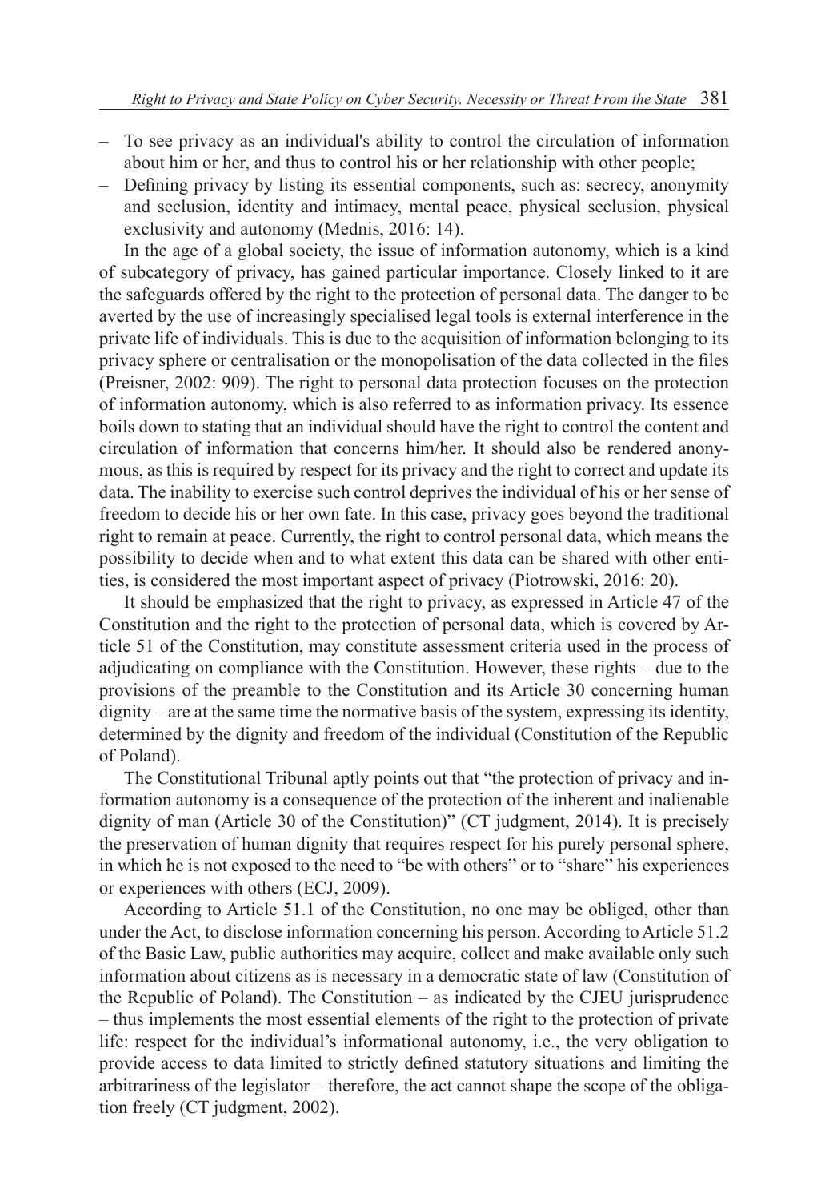- To see privacy as an individual's ability to control the circulation of information about him or her, and thus to control his or her relationship with other people;
- Defining privacy by listing its essential components, such as: secrecy, anonymity and seclusion, identity and intimacy, mental peace, physical seclusion, physical exclusivity and autonomy (Mednis, 2016: 14).

In the age of a global society, the issue of information autonomy, which is a kind of subcategory of privacy, has gained particular importance. Closely linked to it are the safeguards offered by the right to the protection of personal data. The danger to be averted by the use of increasingly specialised legal tools is external interference in the private life of individuals. This is due to the acquisition of information belonging to its privacy sphere or centralisation or the monopolisation of the data collected in the files (Preisner, 2002: 909). The right to personal data protection focuses on the protection of information autonomy, which is also referred to as information privacy. Its essence boils down to stating that an individual should have the right to control the content and circulation of information that concerns him/her. It should also be rendered anonymous, as this is required by respect for its privacy and the right to correct and update its data. The inability to exercise such control deprives the individual of his or her sense of freedom to decide his or her own fate. In this case, privacy goes beyond the traditional right to remain at peace. Currently, the right to control personal data, which means the possibility to decide when and to what extent this data can be shared with other entities, is considered the most important aspect of privacy (Piotrowski, 2016: 20).

It should be emphasized that the right to privacy, as expressed in Article 47 of the Constitution and the right to the protection of personal data, which is covered by Article 51 of the Constitution, may constitute assessment criteria used in the process of adjudicating on compliance with the Constitution. However, these rights – due to the provisions of the preamble to the Constitution and its Article 30 concerning human dignity – are at the same time the normative basis of the system, expressing its identity, determined by the dignity and freedom of the individual (Constitution of the Republic of Poland).

The Constitutional Tribunal aptly points out that "the protection of privacy and information autonomy is a consequence of the protection of the inherent and inalienable dignity of man (Article 30 of the Constitution)" (CT judgment, 2014). It is precisely the preservation of human dignity that requires respect for his purely personal sphere, in which he is not exposed to the need to "be with others" or to "share" his experiences or experiences with others (ECJ, 2009).

According to Article 51.1 of the Constitution, no one may be obliged, other than under the Act, to disclose information concerning his person. According to Article 51.2 of the Basic Law, public authorities may acquire, collect and make available only such information about citizens as is necessary in a democratic state of law (Constitution of the Republic of Poland). The Constitution – as indicated by the CJEU jurisprudence – thus implements the most essential elements of the right to the protection of private life: respect for the individual's informational autonomy, i.e., the very obligation to provide access to data limited to strictly defined statutory situations and limiting the arbitrariness of the legislator – therefore, the act cannot shape the scope of the obligation freely (CT judgment, 2002).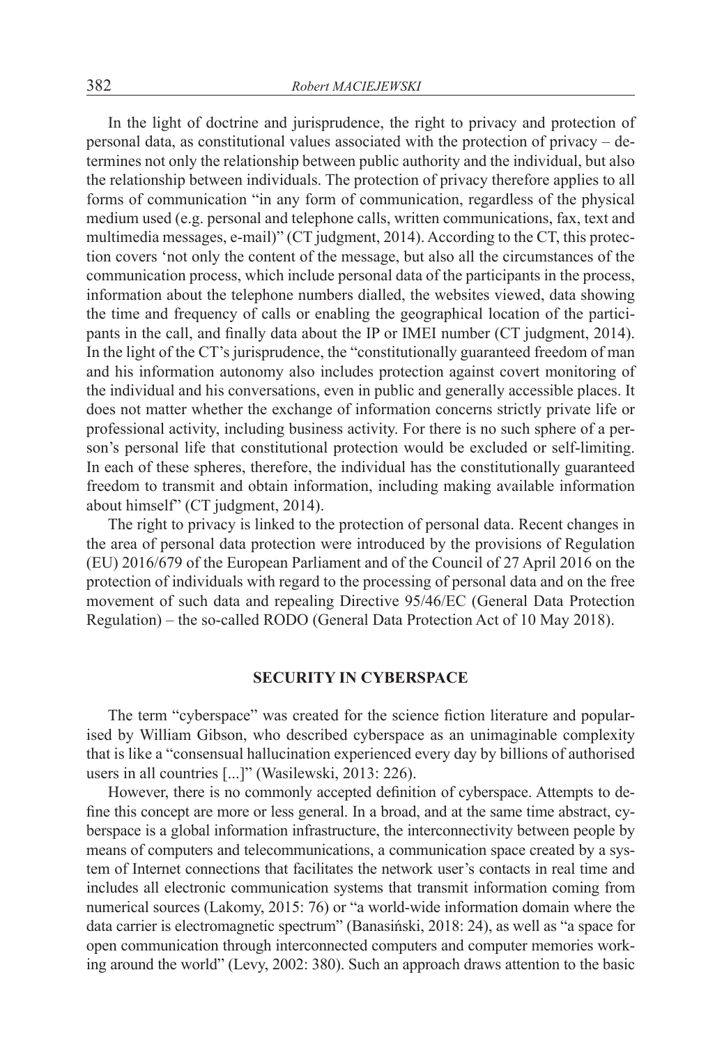In the light of doctrine and jurisprudence, the right to privacy and protection of personal data, as constitutional values associated with the protection of privacy – determines not only the relationship between public authority and the individual, but also the relationship between individuals. The protection of privacy therefore applies to all forms of communication "in any form of communication, regardless of the physical medium used (e.g. personal and telephone calls, written communications, fax, text and multimedia messages, e-mail)" (CT judgment, 2014). According to the CT, this protection covers 'not only the content of the message, but also all the circumstances of the communication process, which include personal data of the participants in the process, information about the telephone numbers dialled, the websites viewed, data showing the time and frequency of calls or enabling the geographical location of the participants in the call, and finally data about the IP or IMEI number (CT judgment, 2014). In the light of the CT's jurisprudence, the "constitutionally guaranteed freedom of man and his information autonomy also includes protection against covert monitoring of the individual and his conversations, even in public and generally accessible places. It does not matter whether the exchange of information concerns strictly private life or professional activity, including business activity. For there is no such sphere of a person's personal life that constitutional protection would be excluded or self-limiting. In each of these spheres, therefore, the individual has the constitutionally guaranteed freedom to transmit and obtain information, including making available information about himself" (CT judgment, 2014).

The right to privacy is linked to the protection of personal data. Recent changes in the area of personal data protection were introduced by the provisions of Regulation (EU) 2016/679 of the European Parliament and of the Council of 27 April 2016 on the protection of individuals with regard to the processing of personal data and on the free movement of such data and repealing Directive 95/46/EC (General Data Protection Regulation) – the so-called RODO (General Data Protection Act of 10 May 2018).

## SECURITY IN CYBERSPACE

The term "cyberspace" was created for the science fiction literature and popularised by William Gibson, who described cyberspace as an unimaginable complexity that is like a "consensual hallucination experienced every day by billions of authorised users in all countries [...]" (Wasilewski, 2013: 226).

However, there is no commonly accepted definition of cyberspace. Attempts to define this concept are more or less general. In a broad, and at the same time abstract, cyberspace is a global information infrastructure, the interconnectivity between people by means of computers and telecommunications, a communication space created by a system of Internet connections that facilitates the network user's contacts in real time and includes all electronic communication systems that transmit information coming from numerical sources (Lakomy, 2015: 76) or "a world-wide information domain where the data carrier is electromagnetic spectrum" (Banasiński, 2018: 24), as well as "a space for open communication through interconnected computers and computer memories working around the world" (Levy, 2002: 380). Such an approach draws attention to the basic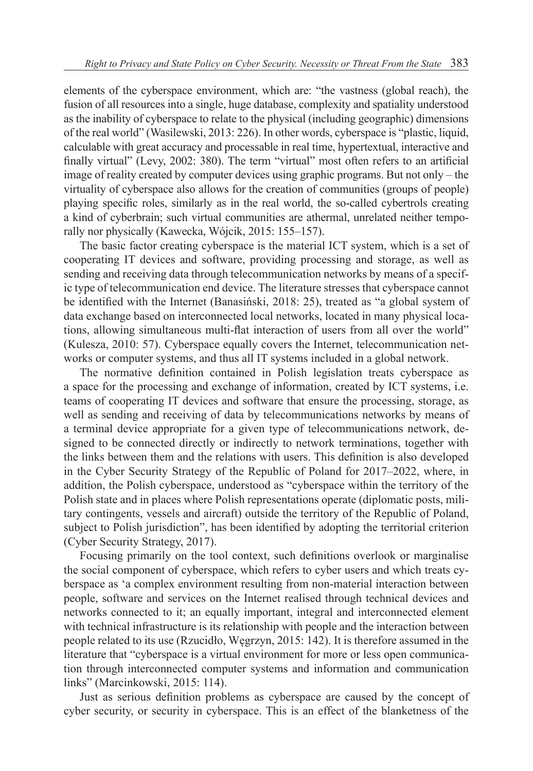elements of the cyberspace environment, which are: "the vastness (global reach), the fusion of all resources into a single, huge database, complexity and spatiality understood as the inability of cyberspace to relate to the physical (including geographic) dimensions of the real world" (Wasilewski, 2013: 226). In other words, cyberspace is "plastic, liquid, calculable with great accuracy and processable in real time, hypertextual, interactive and finally virtual" (Levy, 2002: 380). The term "virtual" most often refers to an artificial image of reality created by computer devices using graphic programs. But not only – the virtuality of cyberspace also allows for the creation of communities (groups of people) playing specific roles, similarly as in the real world, the so-called cybertrols creating a kind of cyberbrain; such virtual communities are athermal, unrelated neither temporally nor physically (Kawecka, Wójcik, 2015: 155–157).

The basic factor creating cyberspace is the material ICT system, which is a set of cooperating IT devices and software, providing processing and storage, as well as sending and receiving data through telecommunication networks by means of a specific type of telecommunication end device. The literature stresses that cyberspace cannot be identified with the Internet (Banasiński, 2018: 25), treated as "a global system of data exchange based on interconnected local networks, located in many physical locations, allowing simultaneous multi-flat interaction of users from all over the world" (Kulesza, 2010: 57). Cyberspace equally covers the Internet, telecommunication networks or computer systems, and thus all IT systems included in a global network.

The normative definition contained in Polish legislation treats cyberspace as a space for the processing and exchange of information, created by ICT systems, i.e. teams of cooperating IT devices and software that ensure the processing, storage, as well as sending and receiving of data by telecommunications networks by means of a terminal device appropriate for a given type of telecommunications network, designed to be connected directly or indirectly to network terminations, together with the links between them and the relations with users. This definition is also developed in the Cyber Security Strategy of the Republic of Poland for 2017–2022, where, in addition, the Polish cyberspace, understood as "cyberspace within the territory of the Polish state and in places where Polish representations operate (diplomatic posts, military contingents, vessels and aircraft) outside the territory of the Republic of Poland, subject to Polish jurisdiction", has been identified by adopting the territorial criterion (Cyber Security Strategy, 2017).

Focusing primarily on the tool context, such definitions overlook or marginalise the social component of cyberspace, which refers to cyber users and which treats cyberspace as 'a complex environment resulting from non-material interaction between people, software and services on the Internet realised through technical devices and networks connected to it; an equally important, integral and interconnected element with technical infrastructure is its relationship with people and the interaction between people related to its use (Rzucidło, Węgrzyn, 2015: 142). It is therefore assumed in the literature that "cyberspace is a virtual environment for more or less open communication through interconnected computer systems and information and communication links" (Marcinkowski, 2015: 114).

Just as serious definition problems as cyberspace are caused by the concept of cyber security, or security in cyberspace. This is an effect of the blanketness of the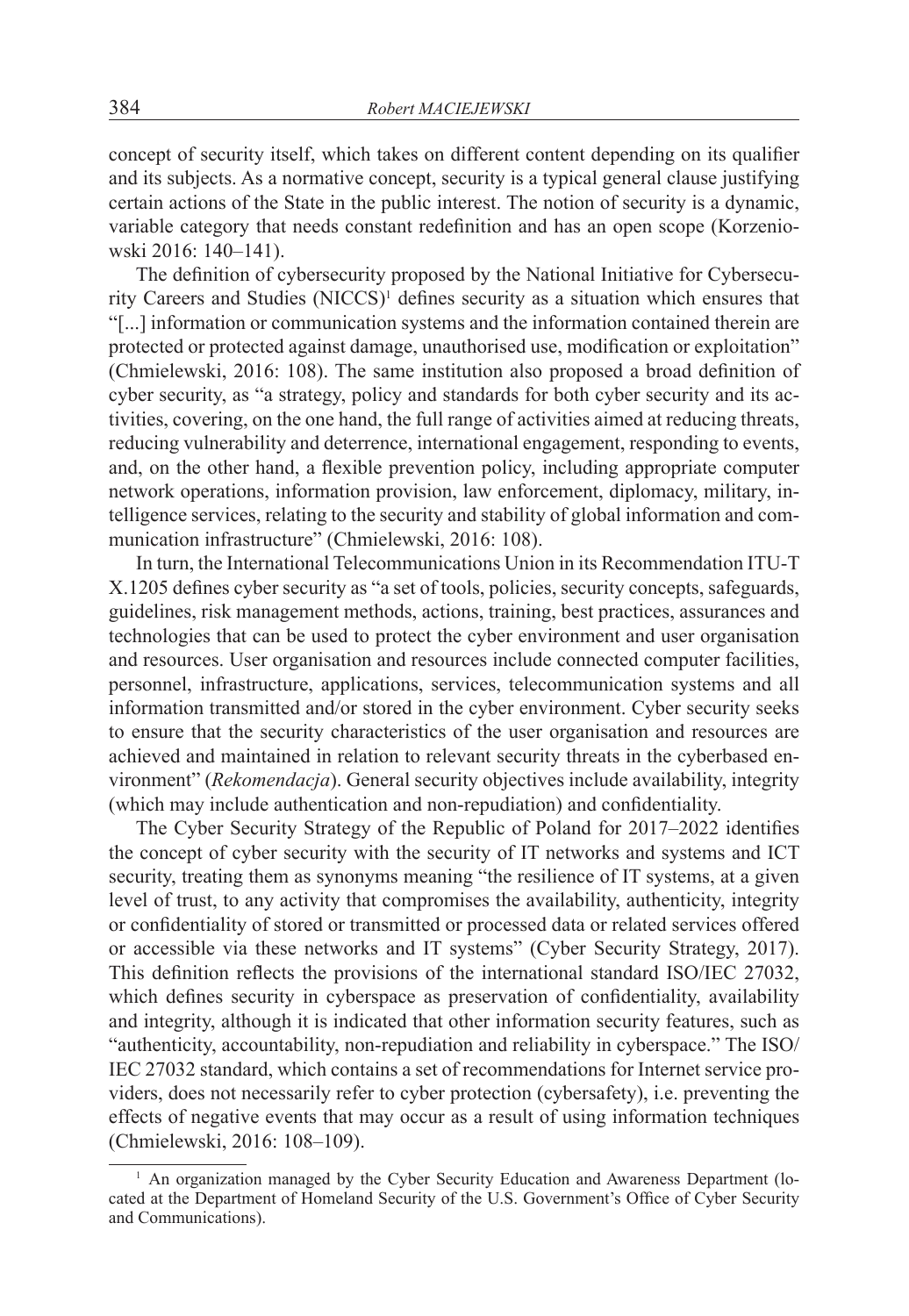concept of security itself, which takes on different content depending on its qualifier and its subjects. As a normative concept, security is a typical general clause justifying certain actions of the State in the public interest. The notion of security is a dynamic, variable category that needs constant redefinition and has an open scope (Korzeniowski 2016: 140–141).

The definition of cybersecurity proposed by the National Initiative for Cybersecurity Careers and Studies (NICCS)[1] defines security as a situation which ensures that "[...] information or communication systems and the information contained therein are protected or protected against damage, unauthorised use, modification or exploitation" (Chmielewski, 2016: 108). The same institution also proposed a broad definition of cyber security, as "a strategy, policy and standards for both cyber security and its activities, covering, on the one hand, the full range of activities aimed at reducing threats, reducing vulnerability and deterrence, international engagement, responding to events, and, on the other hand, a flexible prevention policy, including appropriate computer network operations, information provision, law enforcement, diplomacy, military, intelligence services, relating to the security and stability of global information and communication infrastructure" (Chmielewski, 2016: 108).

In turn, the International Telecommunications Union in its Recommendation ITU-T X.1205 defines cyber security as "a set of tools, policies, security concepts, safeguards, guidelines, risk management methods, actions, training, best practices, assurances and technologies that can be used to protect the cyber environment and user organisation and resources. User organisation and resources include connected computer facilities, personnel, infrastructure, applications, services, telecommunication systems and all information transmitted and/or stored in the cyber environment. Cyber security seeks to ensure that the security characteristics of the user organisation and resources are achieved and maintained in relation to relevant security threats in the cyberbased environment" (*Rekomendacja*). General security objectives include availability, integrity (which may include authentication and non-repudiation) and confidentiality.

The Cyber Security Strategy of the Republic of Poland for 2017–2022 identifies the concept of cyber security with the security of IT networks and systems and ICT security, treating them as synonyms meaning "the resilience of IT systems, at a given level of trust, to any activity that compromises the availability, authenticity, integrity or confidentiality of stored or transmitted or processed data or related services offered or accessible via these networks and IT systems" (Cyber Security Strategy, 2017). This definition reflects the provisions of the international standard ISO/IEC 27032, which defines security in cyberspace as preservation of confidentiality, availability and integrity, although it is indicated that other information security features, such as "authenticity, accountability, non-repudiation and reliability in cyberspace." The ISO/IEC 27032 standard, which contains a set of recommendations for Internet service providers, does not necessarily refer to cyber protection (cybersafety), i.e. preventing the effects of negative events that may occur as a result of using information techniques (Chmielewski, 2016: 108–109).

[1] An organization managed by the Cyber Security Education and Awareness Department (located at the Department of Homeland Security of the U.S. Government's Office of Cyber Security and Communications).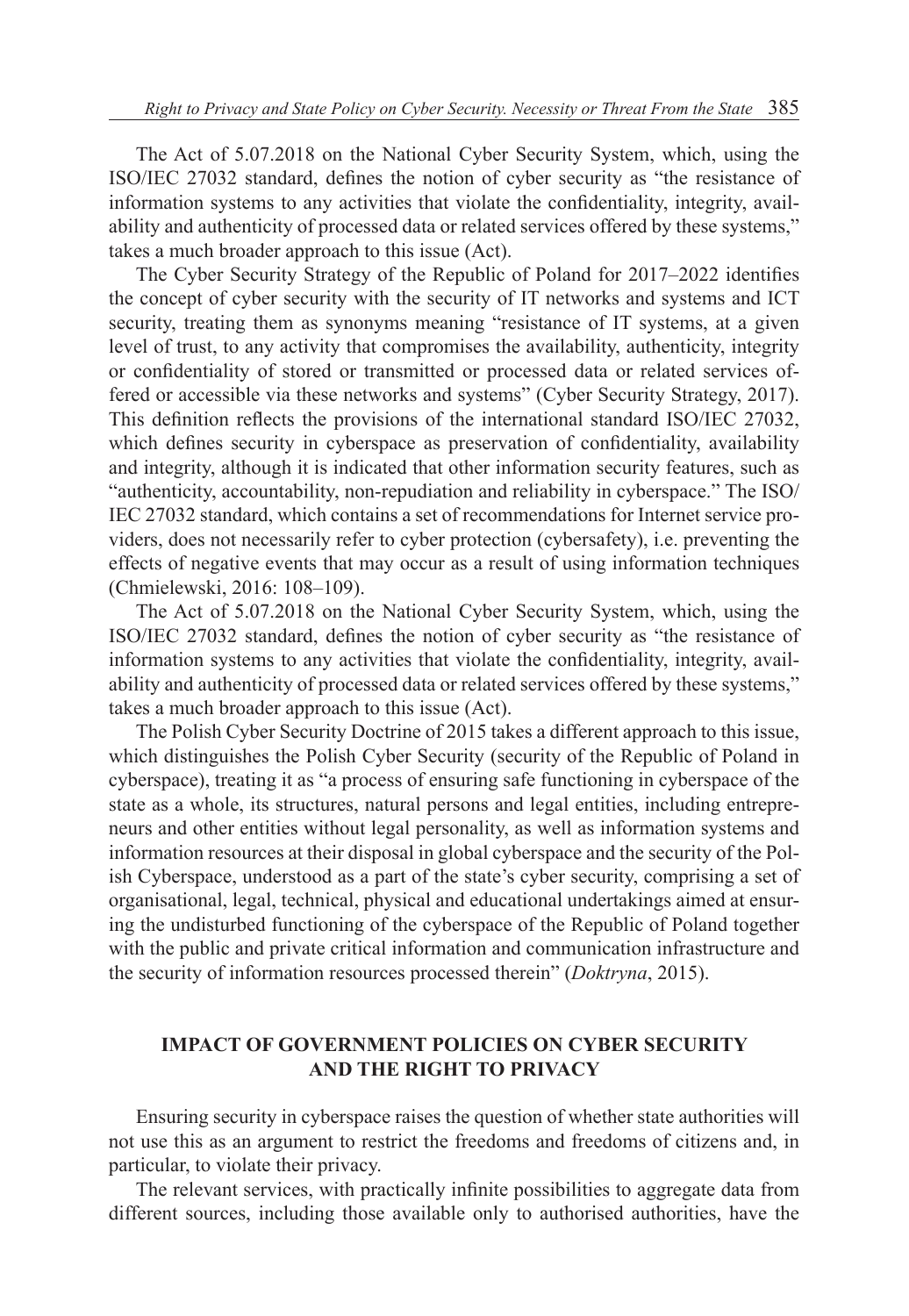The Act of 5.07.2018 on the National Cyber Security System, which, using the ISO/IEC 27032 standard, defines the notion of cyber security as "the resistance of information systems to any activities that violate the confidentiality, integrity, availability and authenticity of processed data or related services offered by these systems," takes a much broader approach to this issue (Act).

The Cyber Security Strategy of the Republic of Poland for 2017–2022 identifies the concept of cyber security with the security of IT networks and systems and ICT security, treating them as synonyms meaning "resistance of IT systems, at a given level of trust, to any activity that compromises the availability, authenticity, integrity or confidentiality of stored or transmitted or processed data or related services offered or accessible via these networks and systems" (Cyber Security Strategy, 2017). This definition reflects the provisions of the international standard ISO/IEC 27032, which defines security in cyberspace as preservation of confidentiality, availability and integrity, although it is indicated that other information security features, such as "authenticity, accountability, non-repudiation and reliability in cyberspace." The ISO/IEC 27032 standard, which contains a set of recommendations for Internet service providers, does not necessarily refer to cyber protection (cybersafety), i.e. preventing the effects of negative events that may occur as a result of using information techniques (Chmielewski, 2016: 108–109).

The Act of 5.07.2018 on the National Cyber Security System, which, using the ISO/IEC 27032 standard, defines the notion of cyber security as "the resistance of information systems to any activities that violate the confidentiality, integrity, availability and authenticity of processed data or related services offered by these systems," takes a much broader approach to this issue (Act).

The Polish Cyber Security Doctrine of 2015 takes a different approach to this issue, which distinguishes the Polish Cyber Security (security of the Republic of Poland in cyberspace), treating it as "a process of ensuring safe functioning in cyberspace of the state as a whole, its structures, natural persons and legal entities, including entrepreneurs and other entities without legal personality, as well as information systems and information resources at their disposal in global cyberspace and the security of the Polish Cyberspace, understood as a part of the state's cyber security, comprising a set of organisational, legal, technical, physical and educational undertakings aimed at ensuring the undisturbed functioning of the cyberspace of the Republic of Poland together with the public and private critical information and communication infrastructure and the security of information resources processed therein" (*Doktryna*, 2015).

## IMPACT OF GOVERNMENT POLICIES ON CYBER SECURITY AND THE RIGHT TO PRIVACY

Ensuring security in cyberspace raises the question of whether state authorities will not use this as an argument to restrict the freedoms and freedoms of citizens and, in particular, to violate their privacy.

The relevant services, with practically infinite possibilities to aggregate data from different sources, including those available only to authorised authorities, have the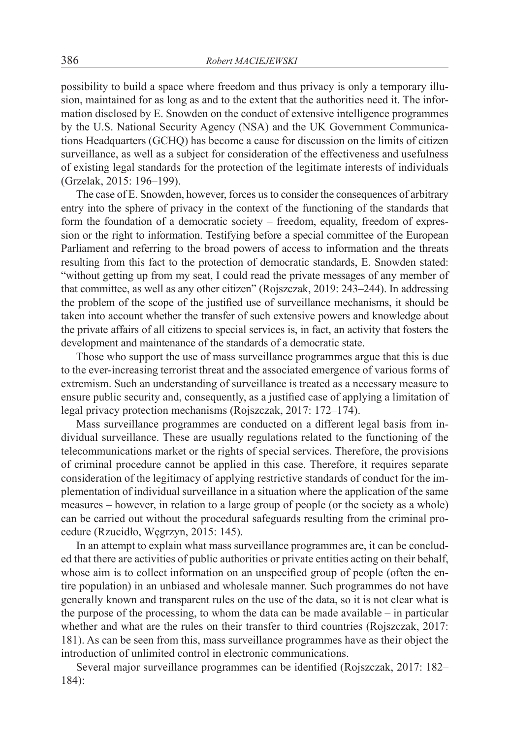possibility to build a space where freedom and thus privacy is only a temporary illusion, maintained for as long as and to the extent that the authorities need it. The information disclosed by E. Snowden on the conduct of extensive intelligence programmes by the U.S. National Security Agency (NSA) and the UK Government Communications Headquarters (GCHQ) has become a cause for discussion on the limits of citizen surveillance, as well as a subject for consideration of the effectiveness and usefulness of existing legal standards for the protection of the legitimate interests of individuals (Grzelak, 2015: 196–199).

The case of E. Snowden, however, forces us to consider the consequences of arbitrary entry into the sphere of privacy in the context of the functioning of the standards that form the foundation of a democratic society – freedom, equality, freedom of expression or the right to information. Testifying before a special committee of the European Parliament and referring to the broad powers of access to information and the threats resulting from this fact to the protection of democratic standards, E. Snowden stated: "without getting up from my seat, I could read the private messages of any member of that committee, as well as any other citizen" (Rojszczak, 2019: 243–244). In addressing the problem of the scope of the justified use of surveillance mechanisms, it should be taken into account whether the transfer of such extensive powers and knowledge about the private affairs of all citizens to special services is, in fact, an activity that fosters the development and maintenance of the standards of a democratic state.

Those who support the use of mass surveillance programmes argue that this is due to the ever-increasing terrorist threat and the associated emergence of various forms of extremism. Such an understanding of surveillance is treated as a necessary measure to ensure public security and, consequently, as a justified case of applying a limitation of legal privacy protection mechanisms (Rojszczak, 2017: 172–174).

Mass surveillance programmes are conducted on a different legal basis from individual surveillance. These are usually regulations related to the functioning of the telecommunications market or the rights of special services. Therefore, the provisions of criminal procedure cannot be applied in this case. Therefore, it requires separate consideration of the legitimacy of applying restrictive standards of conduct for the implementation of individual surveillance in a situation where the application of the same measures – however, in relation to a large group of people (or the society as a whole) can be carried out without the procedural safeguards resulting from the criminal procedure (Rzucidło, Węgrzyn, 2015: 145).

In an attempt to explain what mass surveillance programmes are, it can be concluded that there are activities of public authorities or private entities acting on their behalf, whose aim is to collect information on an unspecified group of people (often the entire population) in an unbiased and wholesale manner. Such programmes do not have generally known and transparent rules on the use of the data, so it is not clear what is the purpose of the processing, to whom the data can be made available – in particular whether and what are the rules on their transfer to third countries (Rojszczak, 2017: 181). As can be seen from this, mass surveillance programmes have as their object the introduction of unlimited control in electronic communications.

Several major surveillance programmes can be identified (Rojszczak, 2017: 182–184):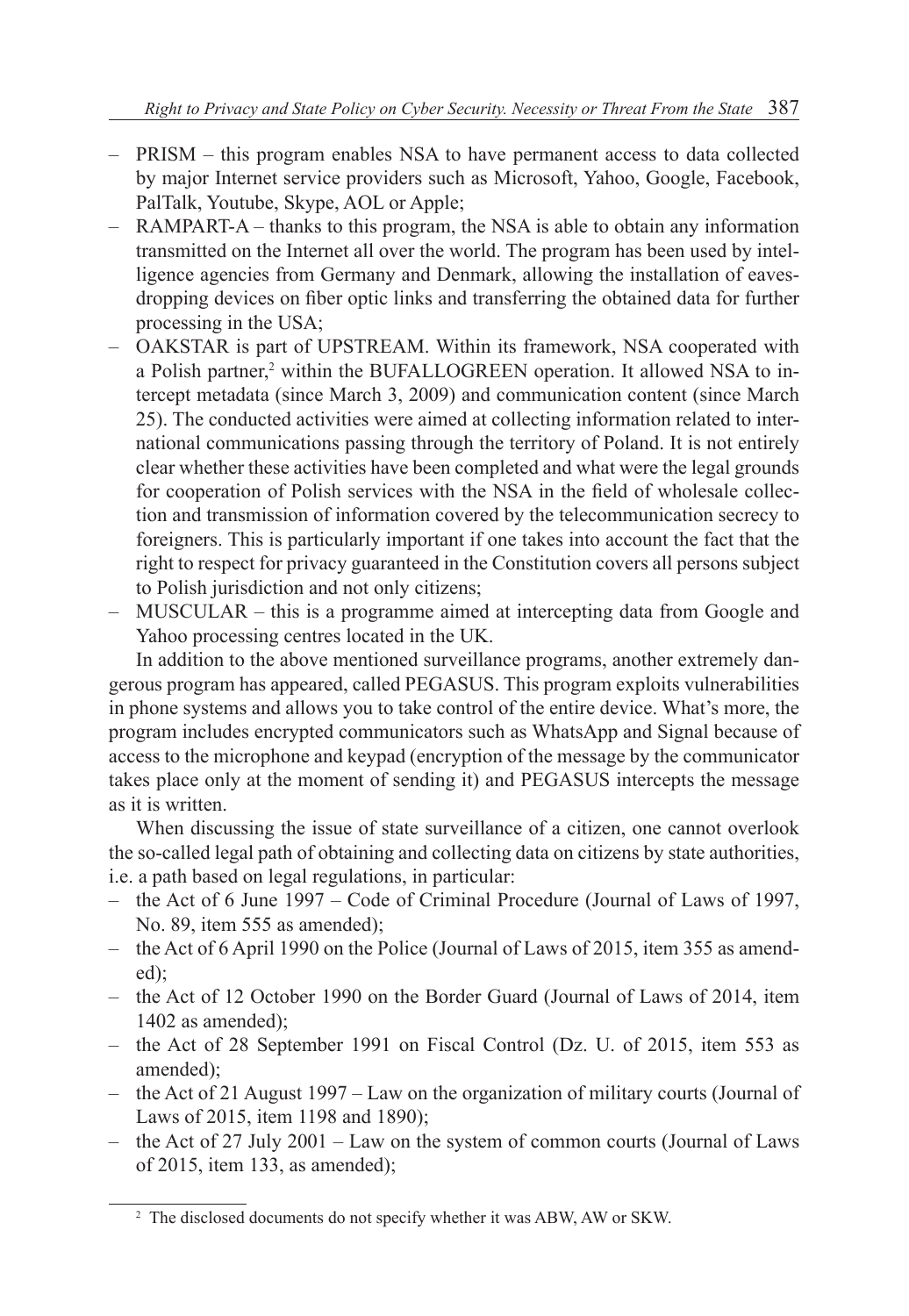- PRISM – this program enables NSA to have permanent access to data collected by major Internet service providers such as Microsoft, Yahoo, Google, Facebook, PalTalk, Youtube, Skype, AOL or Apple;
- RAMPART-A – thanks to this program, the NSA is able to obtain any information transmitted on the Internet all over the world. The program has been used by intelligence agencies from Germany and Denmark, allowing the installation of eavesdropping devices on fiber optic links and transferring the obtained data for further processing in the USA;
- OAKSTAR is part of UPSTREAM. Within its framework, NSA cooperated with a Polish partner,[2] within the BUFALLOGREEN operation. It allowed NSA to intercept metadata (since March 3, 2009) and communication content (since March 25). The conducted activities were aimed at collecting information related to international communications passing through the territory of Poland. It is not entirely clear whether these activities have been completed and what were the legal grounds for cooperation of Polish services with the NSA in the field of wholesale collection and transmission of information covered by the telecommunication secrecy to foreigners. This is particularly important if one takes into account the fact that the right to respect for privacy guaranteed in the Constitution covers all persons subject to Polish jurisdiction and not only citizens;
- MUSCULAR – this is a programme aimed at intercepting data from Google and Yahoo processing centres located in the UK.

In addition to the above mentioned surveillance programs, another extremely dangerous program has appeared, called PEGASUS. This program exploits vulnerabilities in phone systems and allows you to take control of the entire device. What's more, the program includes encrypted communicators such as WhatsApp and Signal because of access to the microphone and keypad (encryption of the message by the communicator takes place only at the moment of sending it) and PEGASUS intercepts the message as it is written.

When discussing the issue of state surveillance of a citizen, one cannot overlook the so-called legal path of obtaining and collecting data on citizens by state authorities, i.e. a path based on legal regulations, in particular:

- the Act of 6 June 1997 – Code of Criminal Procedure (Journal of Laws of 1997, No. 89, item 555 as amended);
- the Act of 6 April 1990 on the Police (Journal of Laws of 2015, item 355 as amended);
- the Act of 12 October 1990 on the Border Guard (Journal of Laws of 2014, item 1402 as amended);
- the Act of 28 September 1991 on Fiscal Control (Dz. U. of 2015, item 553 as amended);
- the Act of 21 August 1997 – Law on the organization of military courts (Journal of Laws of 2015, item 1198 and 1890);
- the Act of 27 July 2001 – Law on the system of common courts (Journal of Laws of 2015, item 133, as amended);

[2] The disclosed documents do not specify whether it was ABW, AW or SKW.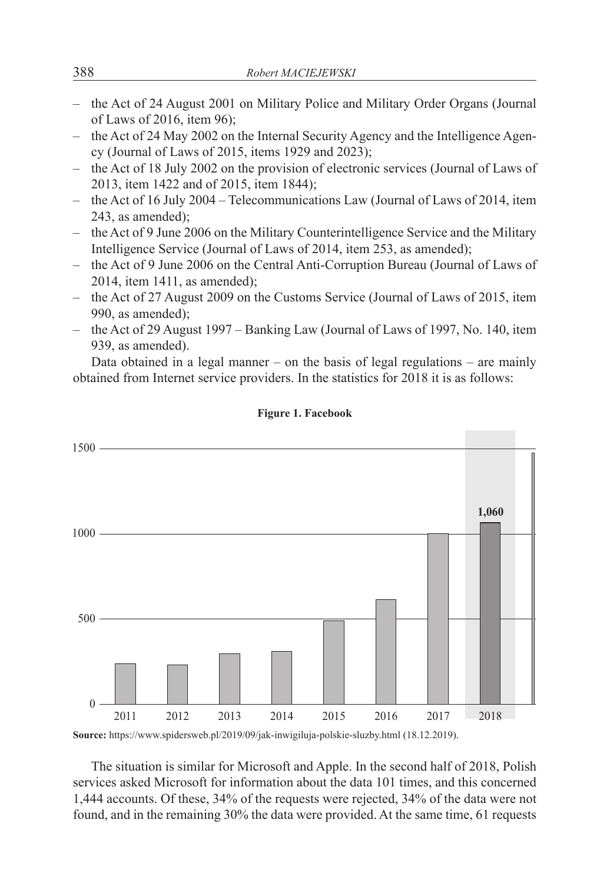- the Act of 24 August 2001 on Military Police and Military Order Organs (Journal of Laws of 2016, item 96);
- the Act of 24 May 2002 on the Internal Security Agency and the Intelligence Agency (Journal of Laws of 2015, items 1929 and 2023);
- the Act of 18 July 2002 on the provision of electronic services (Journal of Laws of 2013, item 1422 and of 2015, item 1844);
- the Act of 16 July 2004 – Telecommunications Law (Journal of Laws of 2014, item 243, as amended);
- the Act of 9 June 2006 on the Military Counterintelligence Service and the Military Intelligence Service (Journal of Laws of 2014, item 253, as amended);
- the Act of 9 June 2006 on the Central Anti-Corruption Bureau (Journal of Laws of 2014, item 1411, as amended);
- the Act of 27 August 2009 on the Customs Service (Journal of Laws of 2015, item 990, as amended);
- the Act of 29 August 1997 – Banking Law (Journal of Laws of 1997, No. 140, item 939, as amended).

Data obtained in a legal manner – on the basis of legal regulations – are mainly obtained from Internet service providers. In the statistics for 2018 it is as follows:

**Figure 1. Facebook**

**Source:** https://www.spidersweb.pl/2019/09/jak-inwigiluja-polskie-sluzby.html (18.12.2019).

The situation is similar for Microsoft and Apple. In the second half of 2018, Polish services asked Microsoft for information about the data 101 times, and this concerned 1,444 accounts. Of these, 34% of the requests were rejected, 34% of the data were not found, and in the remaining 30% the data were provided. At the same time, 61 requests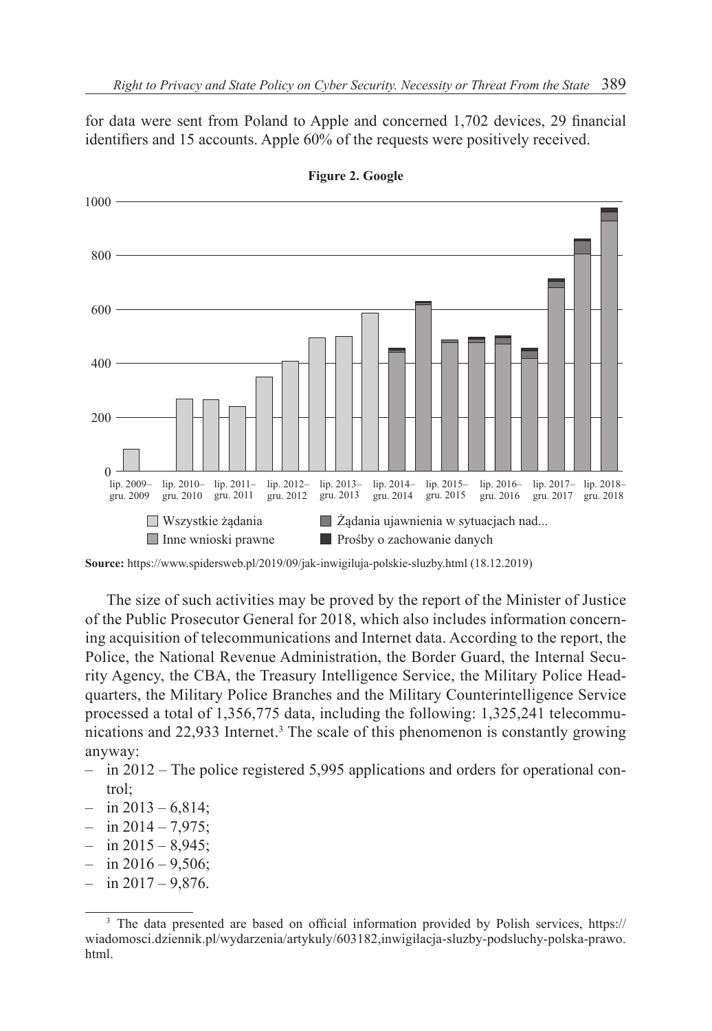for data were sent from Poland to Apple and concerned 1,702 devices, 29 financial identifiers and 15 accounts. Apple 60% of the requests were positively received.

**Figure 2. Google**

**Source:** https://www.spidersweb.pl/2019/09/jak-inwigiluja-polskie-sluzby.html (18.12.2019)

The size of such activities may be proved by the report of the Minister of Justice of the Public Prosecutor General for 2018, which also includes information concerning acquisition of telecommunications and Internet data. According to the report, the Police, the National Revenue Administration, the Border Guard, the Internal Security Agency, the CBA, the Treasury Intelligence Service, the Military Police Headquarters, the Military Police Branches and the Military Counterintelligence Service processed a total of 1,356,775 data, including the following: 1,325,241 telecommunications and 22,933 Internet.[3] The scale of this phenomenon is constantly growing anyway:

- in 2012 – The police registered 5,995 applications and orders for operational control;
- in 2013 – 6,814;
- in 2014 – 7,975;
- in 2015 – 8,945;
- in 2016 – 9,506;
- in 2017 – 9,876.

[3] The data presented are based on official information provided by Polish services, https://wiadomosci.dziennik.pl/wydarzenia/artykuly/603182,inwigilacja-sluzby-podsluchy-polska-prawo.html.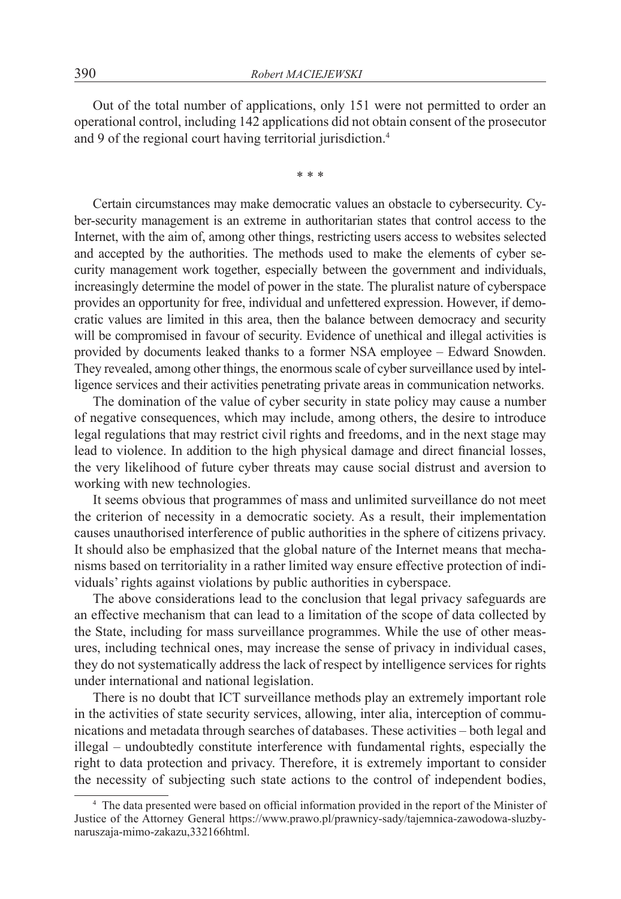Out of the total number of applications, only 151 were not permitted to order an operational control, including 142 applications did not obtain consent of the prosecutor and 9 of the regional court having territorial jurisdiction.[4]

\* \* \*

Certain circumstances may make democratic values an obstacle to cybersecurity. Cyber-security management is an extreme in authoritarian states that control access to the Internet, with the aim of, among other things, restricting users access to websites selected and accepted by the authorities. The methods used to make the elements of cyber security management work together, especially between the government and individuals, increasingly determine the model of power in the state. The pluralist nature of cyberspace provides an opportunity for free, individual and unfettered expression. However, if democratic values are limited in this area, then the balance between democracy and security will be compromised in favour of security. Evidence of unethical and illegal activities is provided by documents leaked thanks to a former NSA employee – Edward Snowden. They revealed, among other things, the enormous scale of cyber surveillance used by intelligence services and their activities penetrating private areas in communication networks.

The domination of the value of cyber security in state policy may cause a number of negative consequences, which may include, among others, the desire to introduce legal regulations that may restrict civil rights and freedoms, and in the next stage may lead to violence. In addition to the high physical damage and direct financial losses, the very likelihood of future cyber threats may cause social distrust and aversion to working with new technologies.

It seems obvious that programmes of mass and unlimited surveillance do not meet the criterion of necessity in a democratic society. As a result, their implementation causes unauthorised interference of public authorities in the sphere of citizens privacy. It should also be emphasized that the global nature of the Internet means that mechanisms based on territoriality in a rather limited way ensure effective protection of individuals' rights against violations by public authorities in cyberspace.

The above considerations lead to the conclusion that legal privacy safeguards are an effective mechanism that can lead to a limitation of the scope of data collected by the State, including for mass surveillance programmes. While the use of other measures, including technical ones, may increase the sense of privacy in individual cases, they do not systematically address the lack of respect by intelligence services for rights under international and national legislation.

There is no doubt that ICT surveillance methods play an extremely important role in the activities of state security services, allowing, inter alia, interception of communications and metadata through searches of databases. These activities – both legal and illegal – undoubtedly constitute interference with fundamental rights, especially the right to data protection and privacy. Therefore, it is extremely important to consider the necessity of subjecting such state actions to the control of independent bodies,

[4] The data presented were based on official information provided in the report of the Minister of Justice of the Attorney General https://www.prawo.pl/prawnicy-sady/tajemnica-zawodowa-sluzby-naruszaja-mimo-zakazu,332166html.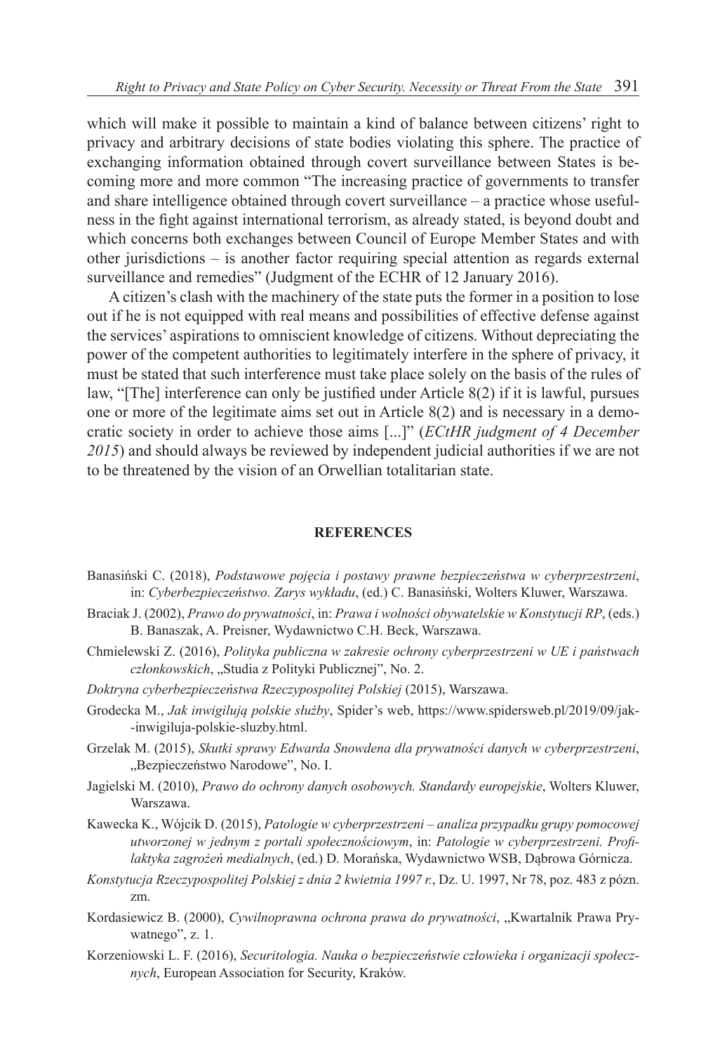which will make it possible to maintain a kind of balance between citizens' right to privacy and arbitrary decisions of state bodies violating this sphere. The practice of exchanging information obtained through covert surveillance between States is becoming more and more common "The increasing practice of governments to transfer and share intelligence obtained through covert surveillance – a practice whose usefulness in the fight against international terrorism, as already stated, is beyond doubt and which concerns both exchanges between Council of Europe Member States and with other jurisdictions – is another factor requiring special attention as regards external surveillance and remedies" (Judgment of the ECHR of 12 January 2016).

A citizen's clash with the machinery of the state puts the former in a position to lose out if he is not equipped with real means and possibilities of effective defense against the services' aspirations to omniscient knowledge of citizens. Without depreciating the power of the competent authorities to legitimately interfere in the sphere of privacy, it must be stated that such interference must take place solely on the basis of the rules of law, "[The] interference can only be justified under Article 8(2) if it is lawful, pursues one or more of the legitimate aims set out in Article 8(2) and is necessary in a democratic society in order to achieve those aims [...]" (*ECtHR judgment of 4 December 2015*) and should always be reviewed by independent judicial authorities if we are not to be threatened by the vision of an Orwellian totalitarian state.

## REFERENCES

Banasiński C. (2018), *Podstawowe pojęcia i postawy prawne bezpieczeństwa w cyberprzestrzeni*, in: *Cyberbezpieczeństwo. Zarys wykładu*, (ed.) C. Banasiński, Wolters Kluwer, Warszawa.

Braciak J. (2002), *Prawo do prywatności*, in: *Prawa i wolności obywatelskie w Konstytucji RP*, (eds.) B. Banaszak, A. Preisner, Wydawnictwo C.H. Beck, Warszawa.

Chmielewski Z. (2016), *Polityka publiczna w zakresie ochrony cyberprzestrzeni w UE i państwach członkowskich*, „Studia z Polityki Publicznej", No. 2.

*Doktryna cyberbezpieczeństwa Rzeczypospolitej Polskiej* (2015), Warszawa.

Grodecka M., *Jak inwigilują polskie służby*, Spider's web, https://www.spidersweb.pl/2019/09/jak--inwigiluja-polskie-sluzby.html.

Grzelak M. (2015), *Skutki sprawy Edwarda Snowdena dla prywatności danych w cyberprzestrzeni*, „Bezpieczeństwo Narodowe", No. I.

Jagielski M. (2010), *Prawo do ochrony danych osobowych. Standardy europejskie*, Wolters Kluwer, Warszawa.

Kawecka K., Wójcik D. (2015), *Patologie w cyberprzestrzeni – analiza przypadku grupy pomocowej utworzonej w jednym z portali społecznościowym*, in: *Patologie w cyberprzestrzeni. Profilaktyka zagrożeń medialnych*, (ed.) D. Morańska, Wydawnictwo WSB, Dąbrowa Górnicza.

*Konstytucja Rzeczypospolitej Polskiej z dnia 2 kwietnia 1997 r.*, Dz. U. 1997, Nr 78, poz. 483 z pózn. zm.

Kordasiewicz B. (2000), *Cywilnoprawna ochrona prawa do prywatności*, „Kwartalnik Prawa Prywatnego", z. 1.

Korzeniowski L. F. (2016), *Securitologia. Nauka o bezpieczeństwie człowieka i organizacji społecznych*, European Association for Security, Kraków.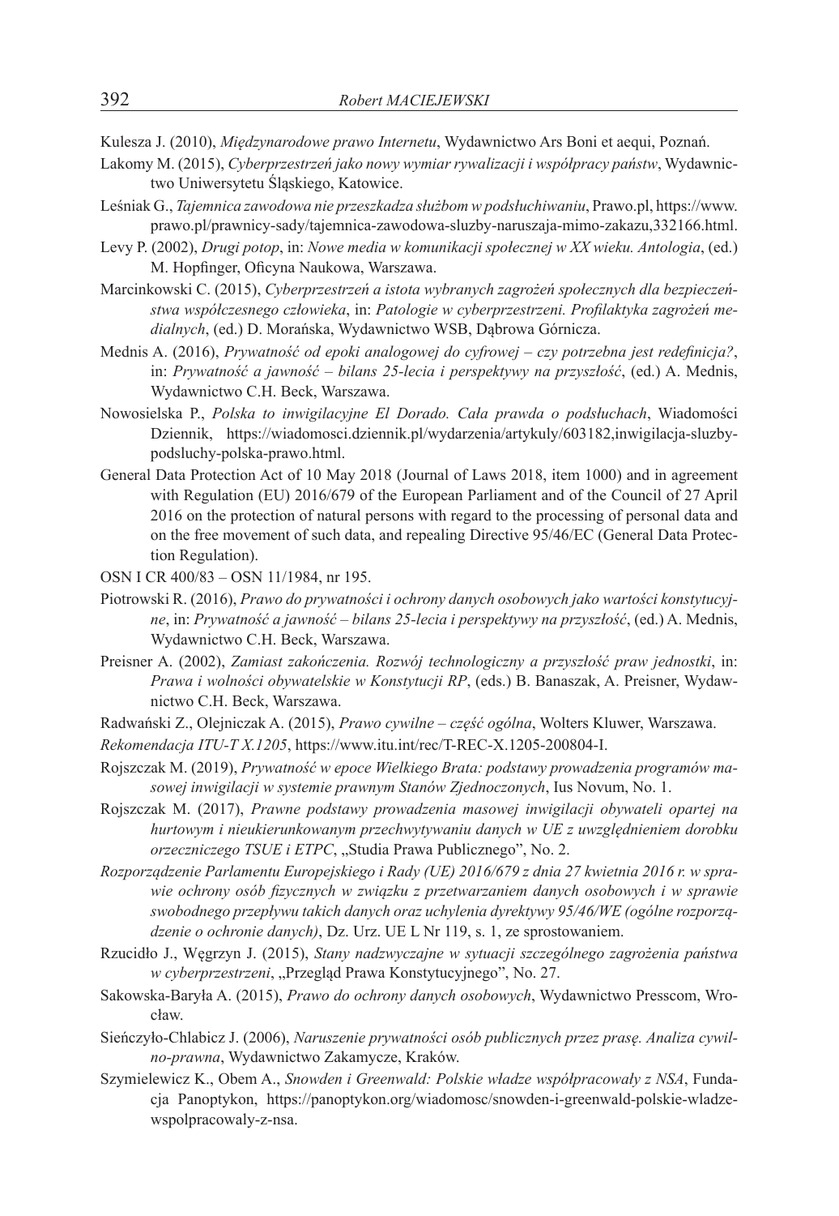Kulesza J. (2010), *Międzynarodowe prawo Internetu*, Wydawnictwo Ars Boni et aequi, Poznań.

Lakomy M. (2015), *Cyberprzestrzeń jako nowy wymiar rywalizacji i współpracy państw*, Wydawnictwo Uniwersytetu Śląskiego, Katowice.

Leśniak G., *Tajemnica zawodowa nie przeszkadza służbom w podsłuchiwaniu*, Prawo.pl, https://www.prawo.pl/prawnicy-sady/tajemnica-zawodowa-sluzby-naruszaja-mimo-zakazu,332166.html.

Levy P. (2002), *Drugi potop*, in: *Nowe media w komunikacji społecznej w XX wieku. Antologia*, (ed.) M. Hopfinger, Oficyna Naukowa, Warszawa.

Marcinkowski C. (2015), *Cyberprzestrzeń a istota wybranych zagrożeń społecznych dla bezpieczeństwa współczesnego człowieka*, in: *Patologie w cyberprzestrzeni. Profilaktyka zagrożeń medialnych*, (ed.) D. Morańska, Wydawnictwo WSB, Dąbrowa Górnicza.

Mednis A. (2016), *Prywatność od epoki analogowej do cyfrowej – czy potrzebna jest redefinicja?*, in: *Prywatność a jawność – bilans 25-lecia i perspektywy na przyszłość*, (ed.) A. Mednis, Wydawnictwo C.H. Beck, Warszawa.

Nowosielska P., *Polska to inwigilacyjne El Dorado. Cała prawda o podsłuchach*, Wiadomości Dziennik, https://wiadomosci.dziennik.pl/wydarzenia/artykuly/603182,inwigilacja-sluzby-podsluchy-polska-prawo.html.

General Data Protection Act of 10 May 2018 (Journal of Laws 2018, item 1000) and in agreement with Regulation (EU) 2016/679 of the European Parliament and of the Council of 27 April 2016 on the protection of natural persons with regard to the processing of personal data and on the free movement of such data, and repealing Directive 95/46/EC (General Data Protection Regulation).

OSN I CR 400/83 – OSN 11/1984, nr 195.

Piotrowski R. (2016), *Prawo do prywatności i ochrony danych osobowych jako wartości konstytucyjne*, in: *Prywatność a jawność – bilans 25-lecia i perspektywy na przyszłość*, (ed.) A. Mednis, Wydawnictwo C.H. Beck, Warszawa.

Preisner A. (2002), *Zamiast zakończenia. Rozwój technologiczny a przyszłość praw jednostki*, in: *Prawa i wolności obywatelskie w Konstytucji RP*, (eds.) B. Banaszak, A. Preisner, Wydawnictwo C.H. Beck, Warszawa.

Radwański Z., Olejniczak A. (2015), *Prawo cywilne – część ogólna*, Wolters Kluwer, Warszawa.

*Rekomendacja ITU-T X.1205*, https://www.itu.int/rec/T-REC-X.1205-200804-I.

Rojszczak M. (2019), *Prywatność w epoce Wielkiego Brata: podstawy prowadzenia programów masowej inwigilacji w systemie prawnym Stanów Zjednoczonych*, Ius Novum, No. 1.

Rojszczak M. (2017), *Prawne podstawy prowadzenia masowej inwigilacji obywateli opartej na hurtowym i nieukierunkowanym przechwytywaniu danych w UE z uwzględnieniem dorobku orzeczniczego TSUE i ETPC*, „Studia Prawa Publicznego", No. 2.

*Rozporządzenie Parlamentu Europejskiego i Rady (UE) 2016/679 z dnia 27 kwietnia 2016 r. w sprawie ochrony osób fizycznych w związku z przetwarzaniem danych osobowych i w sprawie swobodnego przepływu takich danych oraz uchylenia dyrektywy 95/46/WE (ogólne rozporządzenie o ochronie danych)*, Dz. Urz. UE L Nr 119, s. 1, ze sprostowaniem.

Rzucidło J., Węgrzyn J. (2015), *Stany nadzwyczajne w sytuacji szczególnego zagrożenia państwa w cyberprzestrzeni*, „Przegląd Prawa Konstytucyjnego", No. 27.

Sakowska-Baryła A. (2015), *Prawo do ochrony danych osobowych*, Wydawnictwo Presscom, Wrocław.

Sieńczyło-Chlabicz J. (2006), *Naruszenie prywatności osób publicznych przez prasę. Analiza cywilno-prawna*, Wydawnictwo Zakamycze, Kraków.

Szymielewicz K., Obem A., *Snowden i Greenwald: Polskie władze współpracowały z NSA*, Fundacja Panoptykon, https://panoptykon.org/wiadomosc/snowden-i-greenwald-polskie-wladze-wspolpracowaly-z-nsa.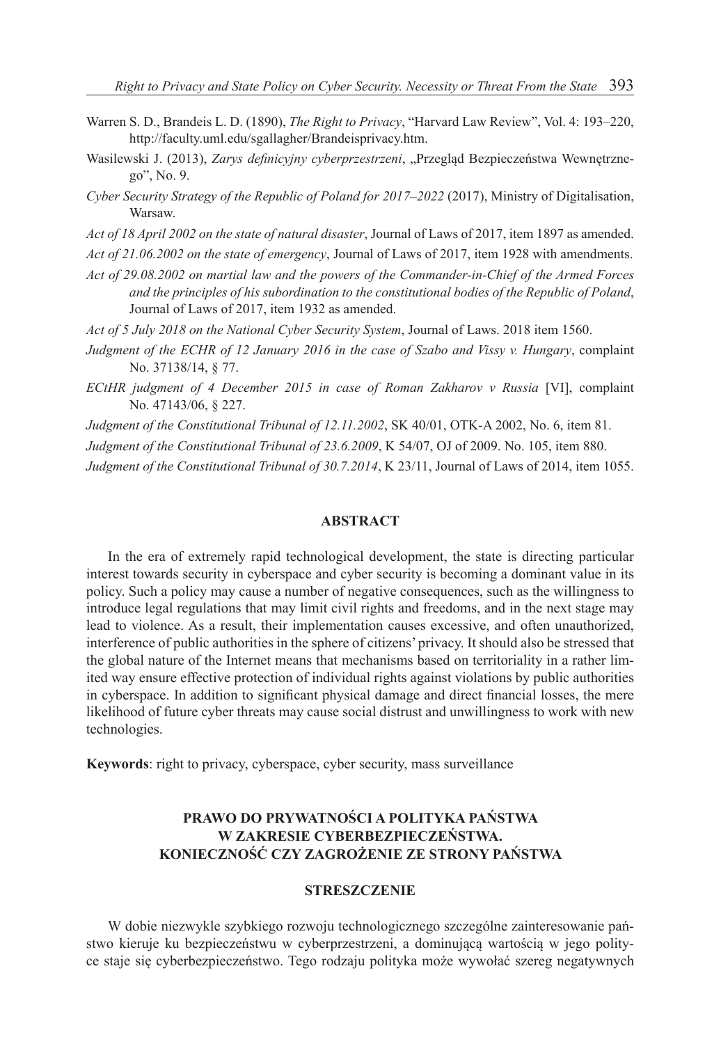Warren S. D., Brandeis L. D. (1890), *The Right to Privacy*, "Harvard Law Review", Vol. 4: 193–220, http://faculty.uml.edu/sgallagher/Brandeisprivacy.htm.

Wasilewski J. (2013), *Zarys definicyjny cyberprzestrzeni*, „Przegląd Bezpieczeństwa Wewnętrznego", No. 9.

*Cyber Security Strategy of the Republic of Poland for 2017–2022* (2017), Ministry of Digitalisation, Warsaw.

*Act of 18 April 2002 on the state of natural disaster*, Journal of Laws of 2017, item 1897 as amended.

*Act of 21.06.2002 on the state of emergency*, Journal of Laws of 2017, item 1928 with amendments.

*Act of 29.08.2002 on martial law and the powers of the Commander-in-Chief of the Armed Forces and the principles of his subordination to the constitutional bodies of the Republic of Poland*, Journal of Laws of 2017, item 1932 as amended.

*Act of 5 July 2018 on the National Cyber Security System*, Journal of Laws. 2018 item 1560.

*Judgment of the ECHR of 12 January 2016 in the case of Szabo and Vissy v. Hungary*, complaint No. 37138/14, § 77.

*ECtHR judgment of 4 December 2015 in case of Roman Zakharov v Russia* [VI], complaint No. 47143/06, § 227.

*Judgment of the Constitutional Tribunal of 12.11.2002*, SK 40/01, OTK-A 2002, No. 6, item 81.

*Judgment of the Constitutional Tribunal of 23.6.2009*, K 54/07, OJ of 2009. No. 105, item 880.

*Judgment of the Constitutional Tribunal of 30.7.2014*, K 23/11, Journal of Laws of 2014, item 1055.

## ABSTRACT

In the era of extremely rapid technological development, the state is directing particular interest towards security in cyberspace and cyber security is becoming a dominant value in its policy. Such a policy may cause a number of negative consequences, such as the willingness to introduce legal regulations that may limit civil rights and freedoms, and in the next stage may lead to violence. As a result, their implementation causes excessive, and often unauthorized, interference of public authorities in the sphere of citizens' privacy. It should also be stressed that the global nature of the Internet means that mechanisms based on territoriality in a rather limited way ensure effective protection of individual rights against violations by public authorities in cyberspace. In addition to significant physical damage and direct financial losses, the mere likelihood of future cyber threats may cause social distrust and unwillingness to work with new technologies.

**Keywords**: right to privacy, cyberspace, cyber security, mass surveillance

## PRAWO DO PRYWATNOŚCI A POLITYKA PAŃSTWA W ZAKRESIE CYBERBEZPIECZEŃSTWA. KONIECZNOŚĆ CZY ZAGROŻENIE ZE STRONY PAŃSTWA

## STRESZCZENIE

W dobie niezwykle szybkiego rozwoju technologicznego szczególne zainteresowanie państwo kieruje ku bezpieczeństwu w cyberprzestrzeni, a dominującą wartością w jego polityce staje się cyberbezpieczeństwo. Tego rodzaju polityka może wywołać szereg negatywnych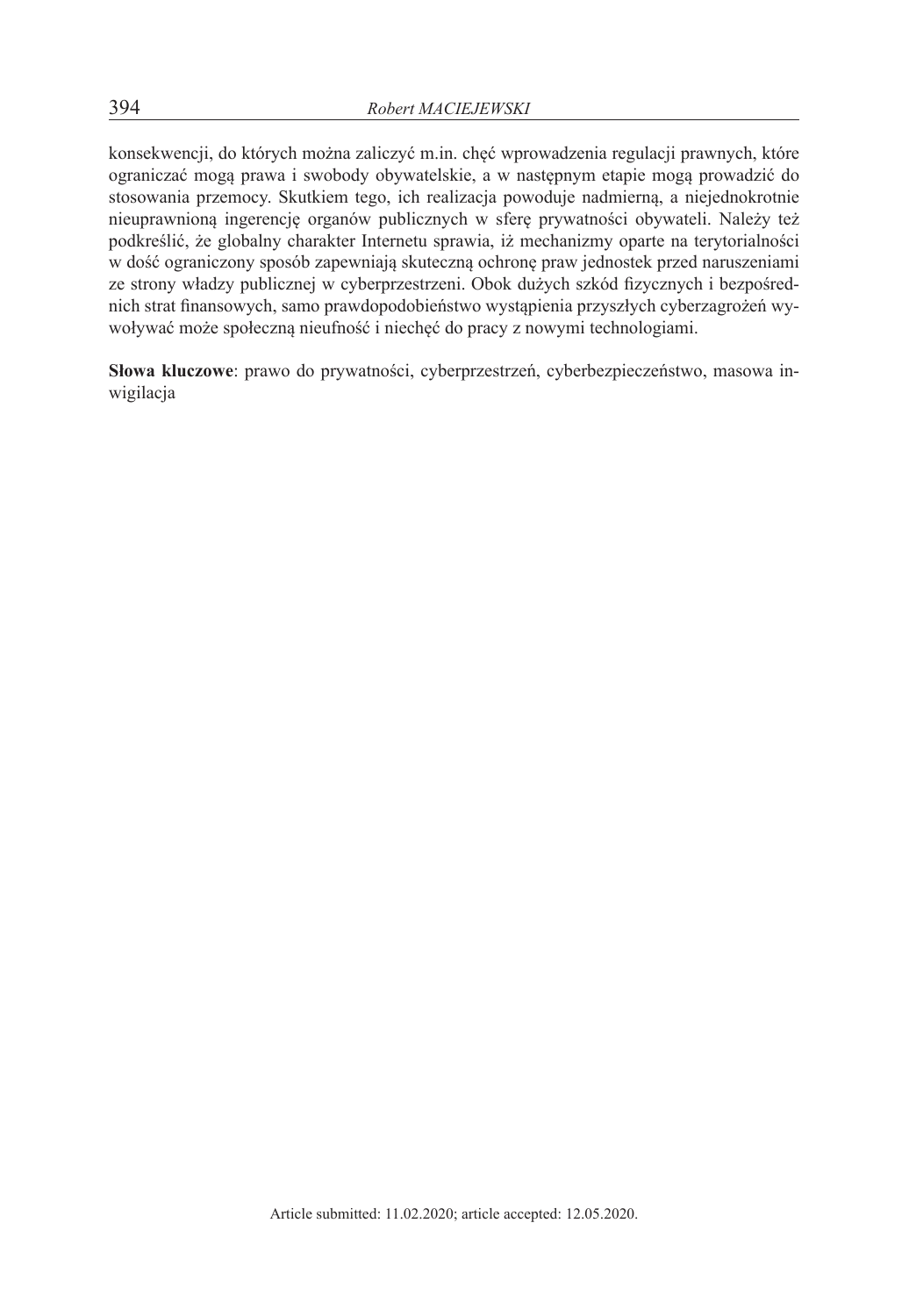konsekwencji, do których można zaliczyć m.in. chęć wprowadzenia regulacji prawnych, które ograniczać mogą prawa i swobody obywatelskie, a w następnym etapie mogą prowadzić do stosowania przemocy. Skutkiem tego, ich realizacja powoduje nadmierną, a niejednokrotnie nieuprawnioną ingerencję organów publicznych w sferę prywatności obywateli. Należy też podkreślić, że globalny charakter Internetu sprawia, iż mechanizmy oparte na terytorialności w dość ograniczony sposób zapewniają skuteczną ochronę praw jednostek przed naruszeniami ze strony władzy publicznej w cyberprzestrzeni. Obok dużych szkód fizycznych i bezpośrednich strat finansowych, samo prawdopodobieństwo wystąpienia przyszłych cyberzagrożeń wywoływać może społeczną nieufność i niechęć do pracy z nowymi technologiami.

**Słowa kluczowe**: prawo do prywatności, cyberprzestrzeń, cyberbezpieczeństwo, masowa inwigilacja

Article submitted: 11.02.2020; article accepted: 12.05.2020.